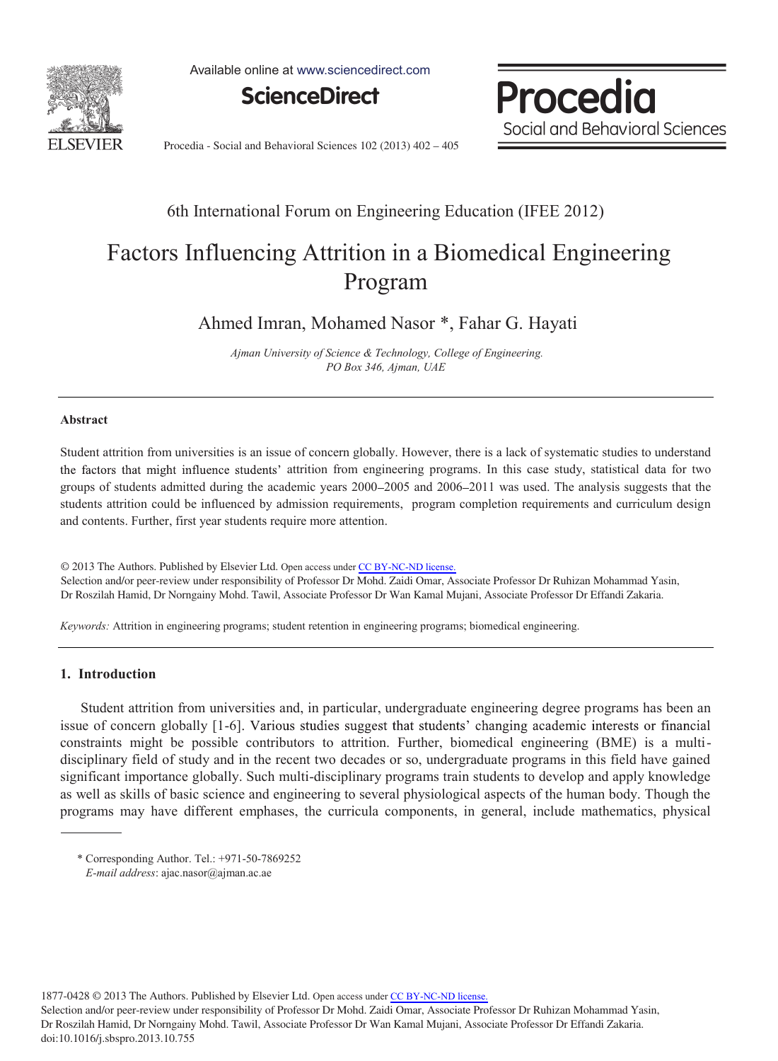6th International Forum on Engineering Education (IFEE 2012)

# Factors Influencing Attrition in a Biomedical Engineering Program

Ahmed Imran, Mohamed Nasor *, Fahar G. Hayati

*Ajman University of Science & Technology, College of Engineering. PO Box 346, Ajman, UAE*

## Abstract

Student attrition from universities is an issue of concern globally. However, there is a lack of systematic studies to understand the factors that might influence students' attrition from engineering programs. In this case study, statistical data for two groups of students admitted during the academic years 2000–2005 and 2006–2011 was used. The analysis suggests that the students attrition could be influenced by admission requirements, program completion requirements and curriculum design and contents. Further, first year students require more attention.

© 2013 The Authors. Published by Elsevier Ltd. Open access under CC BY-NC-ND license.
Selection and/or peer-review under responsibility of Professor Dr Mohd. Zaidi Omar, Associate Professor Dr Ruhizan Mohammad Yasin, Dr Roszilah Hamid, Dr Norngainy Mohd. Tawil, Associate Professor Dr Wan Kamal Mujani, Associate Professor Dr Effandi Zakaria.

*Keywords:* Attrition in engineering programs; student retention in engineering programs; biomedical engineering.

## 1. Introduction

Student attrition from universities and, in particular, undergraduate engineering degree programs has been an issue of concern globally [1-6]. Various studies suggest that students' changing academic interests or financial constraints might be possible contributors to attrition. Further, biomedical engineering (BME) is a multi-disciplinary field of study and in the recent two decades or so, undergraduate programs in this field have gained significant importance globally. Such multi-disciplinary programs train students to develop and apply knowledge as well as skills of basic science and engineering to several physiological aspects of the human body. Though the programs may have different emphases, the curricula components, in general, include mathematics, physical

\* Corresponding Author. Tel.: +971-50-7869252
*E-mail address*: ajac.nasor@ajman.ac.ae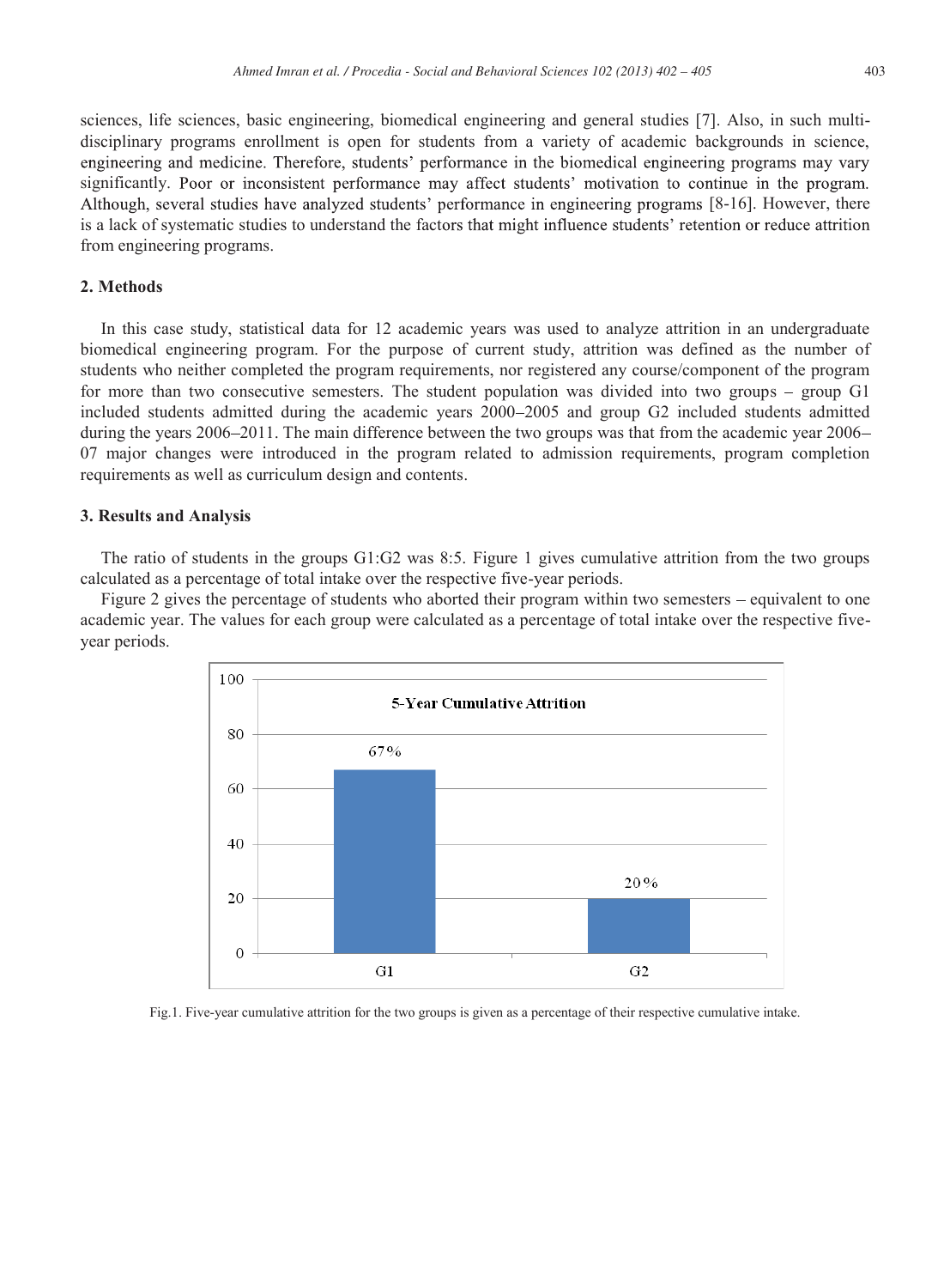sciences, life sciences, basic engineering, biomedical engineering and general studies [7]. Also, in such multi-disciplinary programs enrollment is open for students from a variety of academic backgrounds in science, engineering and medicine. Therefore, students' performance in the biomedical engineering programs may vary significantly. Poor or inconsistent performance may affect students' motivation to continue in the program. Although, several studies have analyzed students' performance in engineering programs [8-16]. However, there is a lack of systematic studies to understand the factors that might influence students' retention or reduce attrition from engineering programs.

## 2. Methods

In this case study, statistical data for 12 academic years was used to analyze attrition in an undergraduate biomedical engineering program. For the purpose of current study, attrition was defined as the number of students who neither completed the program requirements, nor registered any course/component of the program for more than two consecutive semesters. The student population was divided into two groups – group G1 included students admitted during the academic years 2000–2005 and group G2 included students admitted during the years 2006–2011. The main difference between the two groups was that from the academic year 2006–07 major changes were introduced in the program related to admission requirements, program completion requirements as well as curriculum design and contents.

## 3. Results and Analysis

The ratio of students in the groups G1:G2 was 8:5. Figure 1 gives cumulative attrition from the two groups calculated as a percentage of total intake over the respective five-year periods.

Figure 2 gives the percentage of students who aborted their program within two semesters – equivalent to one academic year. The values for each group were calculated as a percentage of total intake over the respective five-year periods.

**5-Year Cumulative Attrition**

| Group | Attrition |
|---|---|
| G1 | 67% |
| G2 | 20% |

Fig.1. Five-year cumulative attrition for the two groups is given as a percentage of their respective cumulative intake.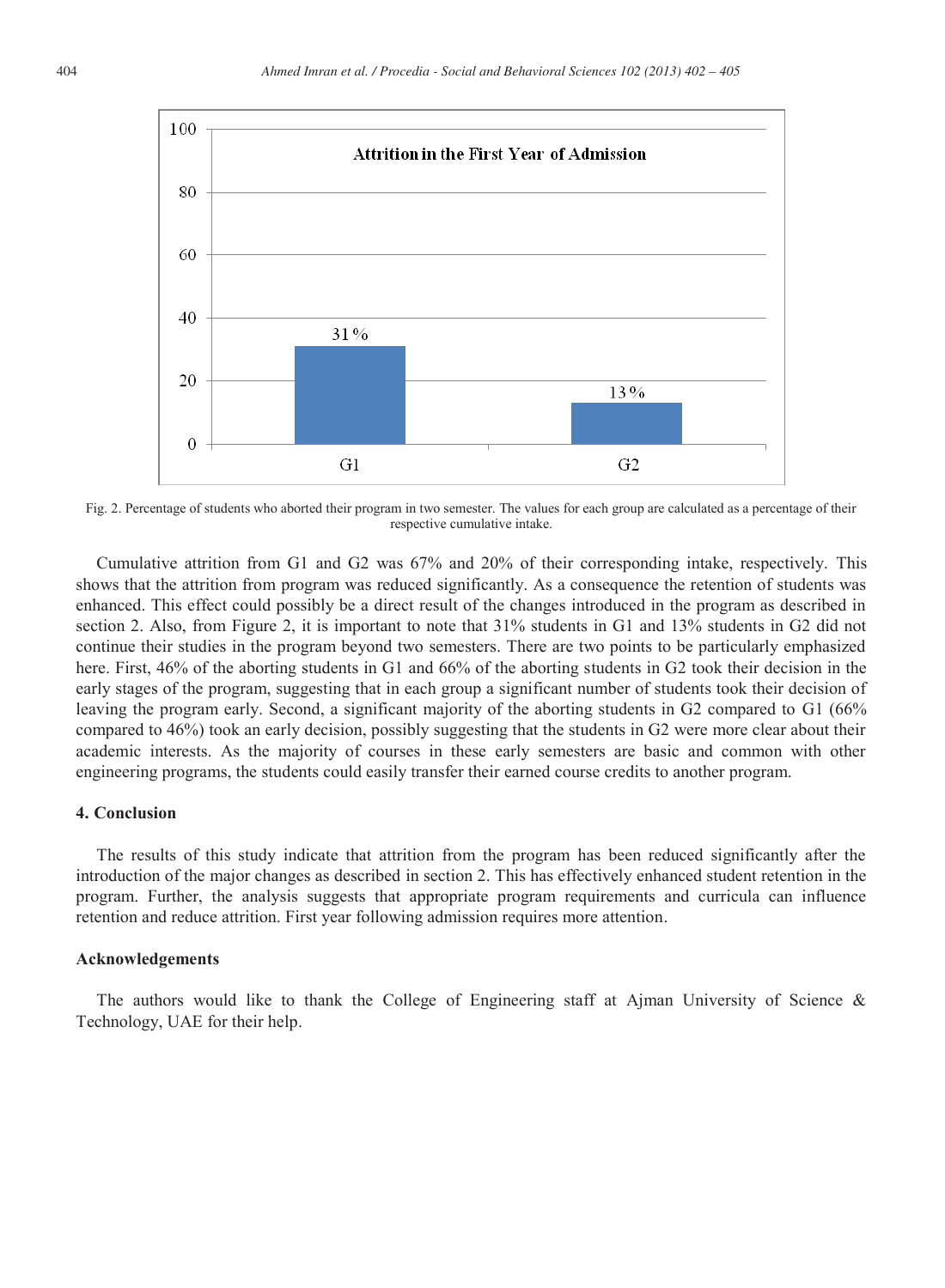Fig. 2. Percentage of students who aborted their program in two semester. The values for each group are calculated as a percentage of their respective cumulative intake.

Cumulative attrition from G1 and G2 was 67% and 20% of their corresponding intake, respectively. This shows that the attrition from program was reduced significantly. As a consequence the retention of students was enhanced. This effect could possibly be a direct result of the changes introduced in the program as described in section 2. Also, from Figure 2, it is important to note that 31% students in G1 and 13% students in G2 did not continue their studies in the program beyond two semesters. There are two points to be particularly emphasized here. First, 46% of the aborting students in G1 and 66% of the aborting students in G2 took their decision in the early stages of the program, suggesting that in each group a significant number of students took their decision of leaving the program early. Second, a significant majority of the aborting students in G2 compared to G1 (66% compared to 46%) took an early decision, possibly suggesting that the students in G2 were more clear about their academic interests. As the majority of courses in these early semesters are basic and common with other engineering programs, the students could easily transfer their earned course credits to another program.

## 4. Conclusion

The results of this study indicate that attrition from the program has been reduced significantly after the introduction of the major changes as described in section 2. This has effectively enhanced student retention in the program. Further, the analysis suggests that appropriate program requirements and curricula can influence retention and reduce attrition. First year following admission requires more attention.

## Acknowledgements

The authors would like to thank the College of Engineering staff at Ajman University of Science & Technology, UAE for their help.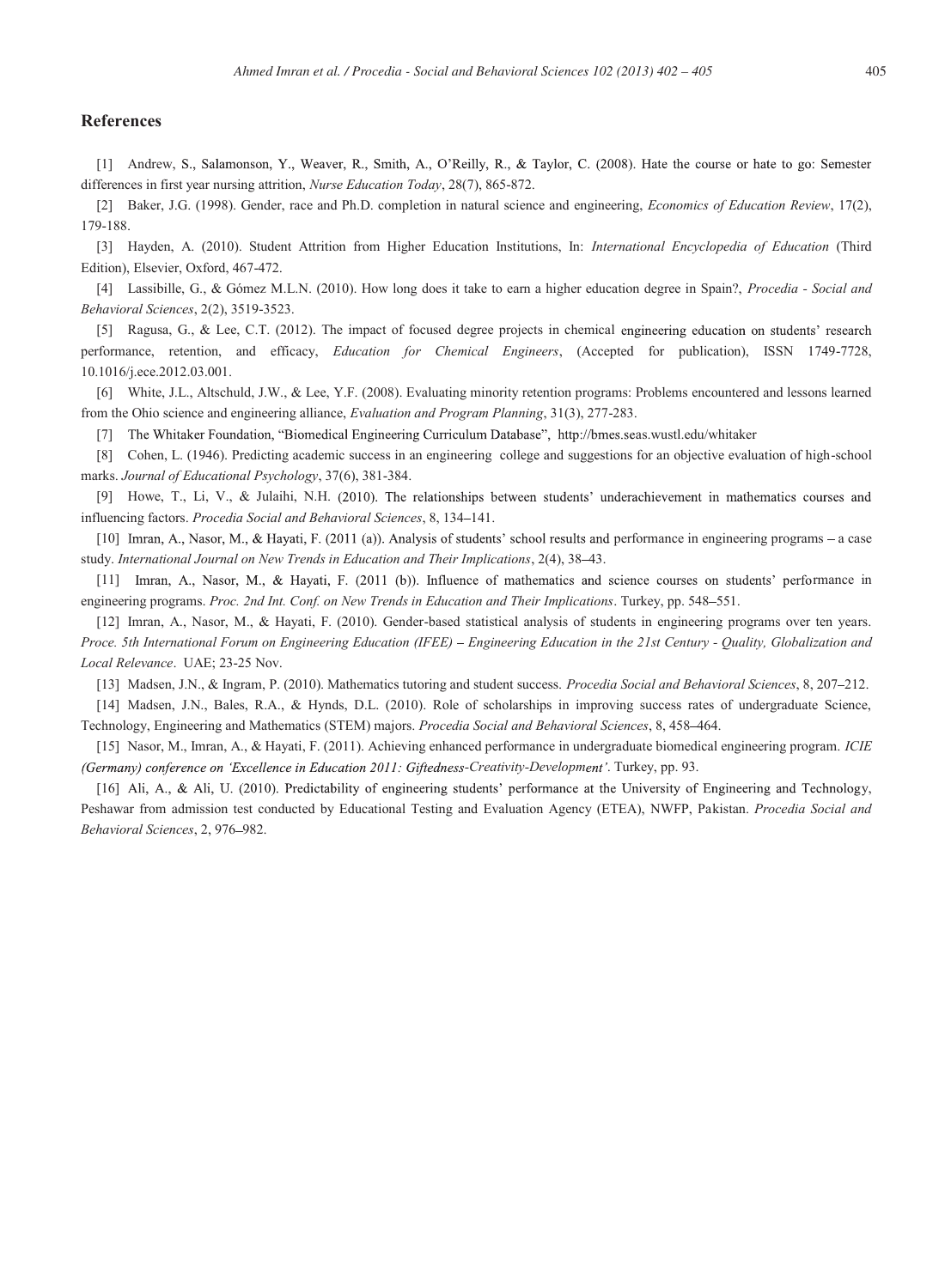## References

[1] Andrew, S., Salamonson, Y., Weaver, R., Smith, A., O'Reilly, R., & Taylor, C. (2008). Hate the course or hate to go: Semester differences in first year nursing attrition, *Nurse Education Today*, 28(7), 865-872.

[2] Baker, J.G. (1998). Gender, race and Ph.D. completion in natural science and engineering, *Economics of Education Review*, 17(2), 179-188.

[3] Hayden, A. (2010). Student Attrition from Higher Education Institutions, In: *International Encyclopedia of Education* (Third Edition), Elsevier, Oxford, 467-472.

[4] Lassibille, G., & Gómez M.L.N. (2010). How long does it take to earn a higher education degree in Spain?, *Procedia - Social and Behavioral Sciences*, 2(2), 3519-3523.

[5] Ragusa, G., & Lee, C.T. (2012). The impact of focused degree projects in chemical engineering education on students' research performance, retention, and efficacy, *Education for Chemical Engineers*, (Accepted for publication), ISSN 1749-7728, 10.1016/j.ece.2012.03.001.

[6] White, J.L., Altschuld, J.W., & Lee, Y.F. (2008). Evaluating minority retention programs: Problems encountered and lessons learned from the Ohio science and engineering alliance, *Evaluation and Program Planning*, 31(3), 277-283.

[7] The Whitaker Foundation, "Biomedical Engineering Curriculum Database", http://bmes.seas.wustl.edu/whitaker

[8] Cohen, L. (1946). Predicting academic success in an engineering college and suggestions for an objective evaluation of high-school marks. *Journal of Educational Psychology*, 37(6), 381-384.

[9] Howe, T., Li, V., & Julaihi, N.H. (2010). The relationships between students' underachievement in mathematics courses and influencing factors. *Procedia Social and Behavioral Sciences*, 8, 134–141.

[10] Imran, A., Nasor, M., & Hayati, F. (2011 (a)). Analysis of students' school results and performance in engineering programs – a case study. *International Journal on New Trends in Education and Their Implications*, 2(4), 38–43.

[11] Imran, A., Nasor, M., & Hayati, F. (2011 (b)). Influence of mathematics and science courses on students' performance in engineering programs. *Proc. 2nd Int. Conf. on New Trends in Education and Their Implications*. Turkey, pp. 548–551.

[12] Imran, A., Nasor, M., & Hayati, F. (2010). Gender-based statistical analysis of students in engineering programs over ten years. *Proce. 5th International Forum on Engineering Education (IFEE) – Engineering Education in the 21st Century - Quality, Globalization and Local Relevance*. UAE; 23-25 Nov.

[13] Madsen, J.N., & Ingram, P. (2010). Mathematics tutoring and student success. *Procedia Social and Behavioral Sciences*, 8, 207–212.

[14] Madsen, J.N., Bales, R.A., & Hynds, D.L. (2010). Role of scholarships in improving success rates of undergraduate Science, Technology, Engineering and Mathematics (STEM) majors. *Procedia Social and Behavioral Sciences*, 8, 458–464.

[15] Nasor, M., Imran, A., & Hayati, F. (2011). Achieving enhanced performance in undergraduate biomedical engineering program. *ICIE (Germany) conference on 'Excellence in Education 2011: Giftedness-Creativity-Development'*. Turkey, pp. 93.

[16] Ali, A., & Ali, U. (2010). Predictability of engineering students' performance at the University of Engineering and Technology, Peshawar from admission test conducted by Educational Testing and Evaluation Agency (ETEA), NWFP, Pakistan. *Procedia Social and Behavioral Sciences*, 2, 976–982.